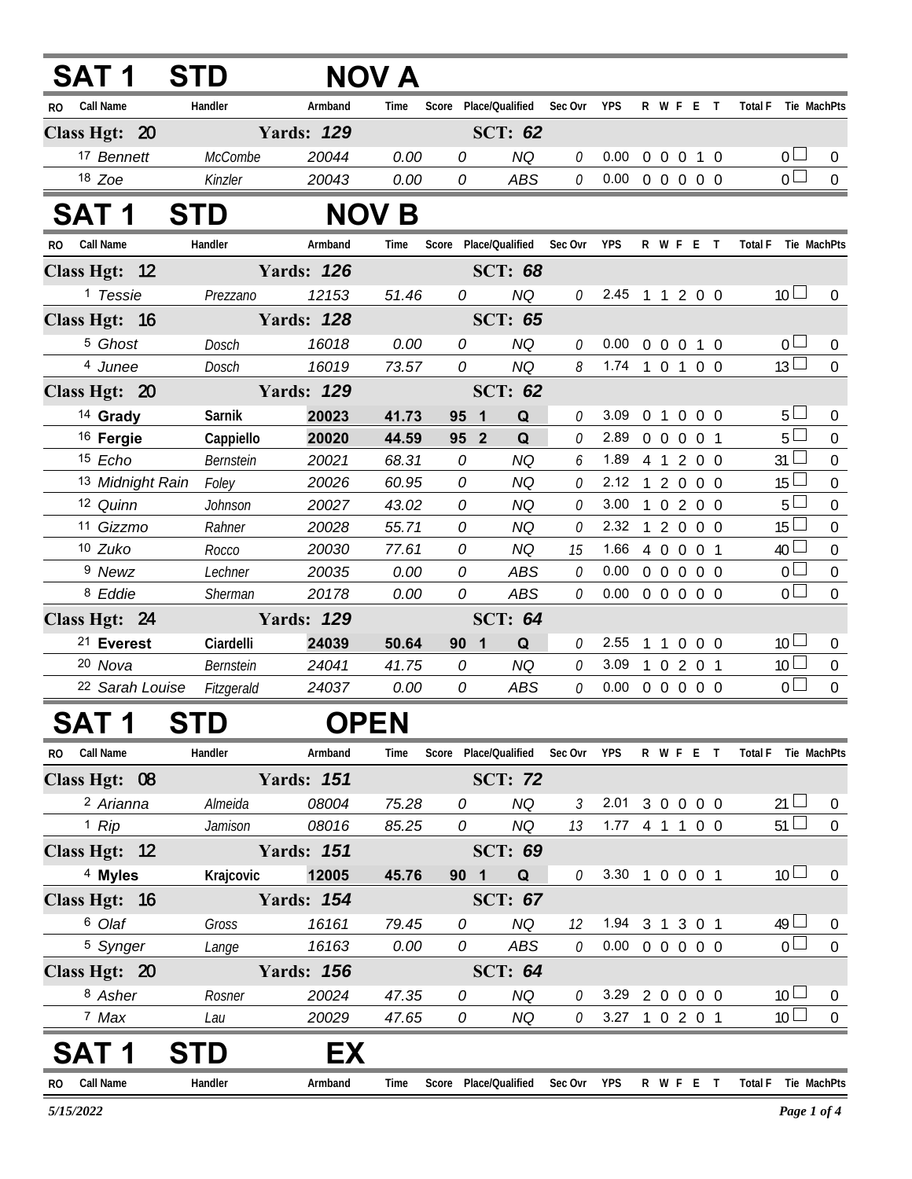## SAT 1 STD NOV A

| RO | Call Name | Handler | Armband | Time | Score | Place/Qualified | Sec Ovr | YPS | R W F E T | Total F | Tie MachPts |
|---|---|---|---|---|---|---|---|---|---|---|---|
| **Class Hgt: 20** | | **Yards: 129** | | | | **SCT: 62** | | | | | |
| 17 | Bennett | McCombe | 20044 | 0.00 | 0 | NQ | 0 | 0.00 | 0 0 0 1 0 | 0 | 0 |
| 18 | Zoe | Kinzler | 20043 | 0.00 | 0 | ABS | 0 | 0.00 | 0 0 0 0 0 | 0 | 0 |

## SAT 1 STD NOV B

| RO | Call Name | Handler | Armband | Time | Score | Place/Qualified | Sec Ovr | YPS | R W F E T | Total F | Tie MachPts |
|---|---|---|---|---|---|---|---|---|---|---|---|
| **Class Hgt: 12** | | **Yards: 126** | | | | **SCT: 68** | | | | | |
| 1 | Tessie | Prezzano | 12153 | 51.46 | 0 | NQ | 0 | 2.45 | 1 1 2 0 0 | 10 | 0 |
| **Class Hgt: 16** | | **Yards: 128** | | | | **SCT: 65** | | | | | |
| 5 | Ghost | Dosch | 16018 | 0.00 | 0 | NQ | 0 | 0.00 | 0 0 0 1 0 | 0 | 0 |
| 4 | Junee | Dosch | 16019 | 73.57 | 0 | NQ | 8 | 1.74 | 1 0 1 0 0 | 13 | 0 |
| **Class Hgt: 20** | | **Yards: 129** | | | | **SCT: 62** | | | | | |
| 14 | **Grady** | **Sarnik** | **20023** | **41.73** | **95** | **1 Q** | 0 | 3.09 | 0 1 0 0 0 | 5 | 0 |
| 16 | **Fergie** | **Cappiello** | **20020** | **44.59** | **95** | **2 Q** | 0 | 2.89 | 0 0 0 0 1 | 5 | 0 |
| 15 | Echo | Bernstein | 20021 | 68.31 | 0 | NQ | 6 | 1.89 | 4 1 2 0 0 | 31 | 0 |
| 13 | Midnight Rain | Foley | 20026 | 60.95 | 0 | NQ | 0 | 2.12 | 1 2 0 0 0 | 15 | 0 |
| 12 | Quinn | Johnson | 20027 | 43.02 | 0 | NQ | 0 | 3.00 | 1 0 2 0 0 | 5 | 0 |
| 11 | Gizzmo | Rahner | 20028 | 55.71 | 0 | NQ | 0 | 2.32 | 1 2 0 0 0 | 15 | 0 |
| 10 | Zuko | Rocco | 20030 | 77.61 | 0 | NQ | 15 | 1.66 | 4 0 0 0 1 | 40 | 0 |
| 9 | Newz | Lechner | 20035 | 0.00 | 0 | ABS | 0 | 0.00 | 0 0 0 0 0 | 0 | 0 |
| 8 | Eddie | Sherman | 20178 | 0.00 | 0 | ABS | 0 | 0.00 | 0 0 0 0 0 | 0 | 0 |
| **Class Hgt: 24** | | **Yards: 129** | | | | **SCT: 64** | | | | | |
| 21 | **Everest** | **Ciardelli** | **24039** | **50.64** | **90** | **1 Q** | 0 | 2.55 | 1 1 0 0 0 | 10 | 0 |
| 20 | Nova | Bernstein | 24041 | 41.75 | 0 | NQ | 0 | 3.09 | 1 0 2 0 1 | 10 | 0 |
| 22 | Sarah Louise | Fitzgerald | 24037 | 0.00 | 0 | ABS | 0 | 0.00 | 0 0 0 0 0 | 0 | 0 |

## SAT 1 STD OPEN

| RO | Call Name | Handler | Armband | Time | Score | Place/Qualified | Sec Ovr | YPS | R W F E T | Total F | Tie MachPts |
|---|---|---|---|---|---|---|---|---|---|---|---|
| **Class Hgt: 08** | | **Yards: 151** | | | | **SCT: 72** | | | | | |
| 2 | Arianna | Almeida | 08004 | 75.28 | 0 | NQ | 3 | 2.01 | 3 0 0 0 0 | 21 | 0 |
| 1 | Rip | Jamison | 08016 | 85.25 | 0 | NQ | 13 | 1.77 | 4 1 1 0 0 | 51 | 0 |
| **Class Hgt: 12** | | **Yards: 151** | | | | **SCT: 69** | | | | | |
| 4 | **Myles** | **Krajcovic** | **12005** | **45.76** | **90** | **1 Q** | 0 | 3.30 | 1 0 0 0 1 | 10 | 0 |
| **Class Hgt: 16** | | **Yards: 154** | | | | **SCT: 67** | | | | | |
| 6 | Olaf | Gross | 16161 | 79.45 | 0 | NQ | 12 | 1.94 | 3 1 3 0 1 | 49 | 0 |
| 5 | Synger | Lange | 16163 | 0.00 | 0 | ABS | 0 | 0.00 | 0 0 0 0 0 | 0 | 0 |
| **Class Hgt: 20** | | **Yards: 156** | | | | **SCT: 64** | | | | | |
| 8 | Asher | Rosner | 20024 | 47.35 | 0 | NQ | 0 | 3.29 | 2 0 0 0 0 | 10 | 0 |
| 7 | Max | Lau | 20029 | 47.65 | 0 | NQ | 0 | 3.27 | 1 0 2 0 1 | 10 | 0 |

## SAT 1 STD EX

| RO | Call Name | Handler | Armband | Time | Score | Place/Qualified | Sec Ovr | YPS | R W F E T | Total F | Tie MachPts |
|---|---|---|---|---|---|---|---|---|---|---|---|

5/15/2022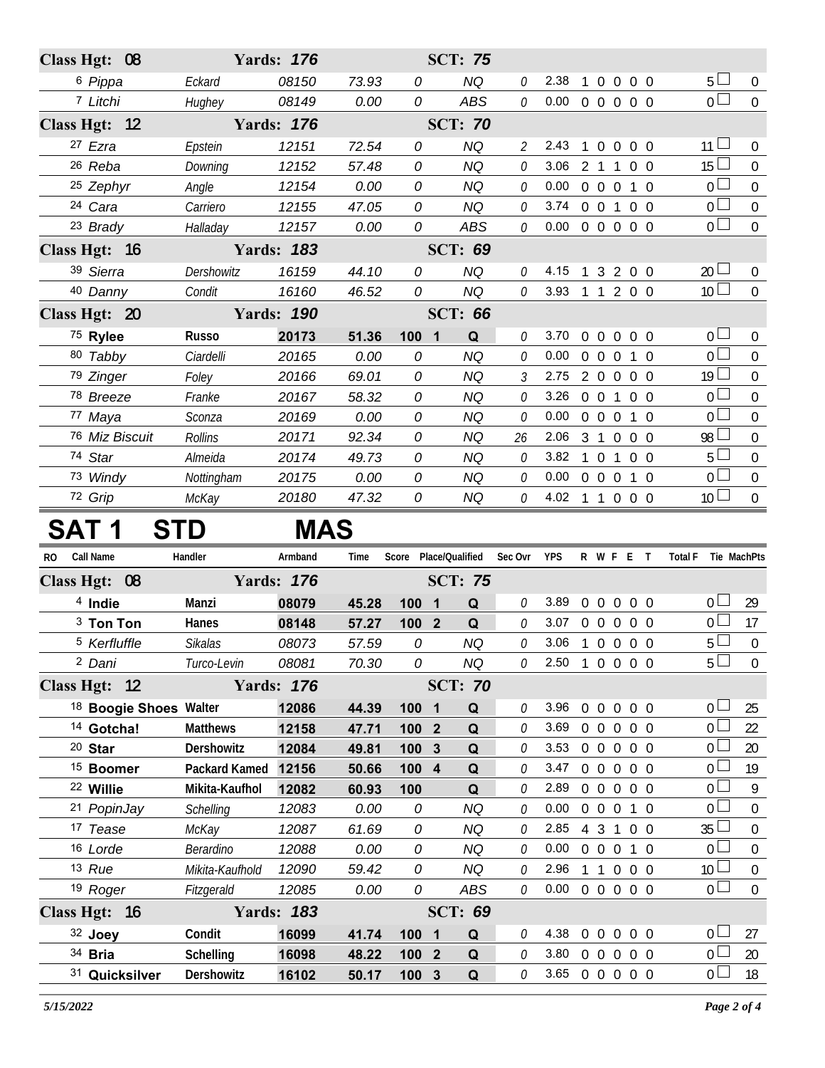| Class Hgt: 08 | | Yards: 176 | | | SCT: 75 | | | | | | | | | |
|---|---|---|---|---|---|---|---|---|---|---|---|---|---|---|
| 6 Pippa | Eckard | 08150 | 73.93 | 0 | NQ | 0 | 2.38 | 1 | 0 | 0 | 0 | 0 | 5 | 0 |
| 7 Litchi | Hughey | 08149 | 0.00 | 0 | ABS | 0 | 0.00 | 0 | 0 | 0 | 0 | 0 | 0 | 0 |
| **Class Hgt: 12** | | **Yards: 176** | | | **SCT: 70** | | | | | | | | | |
| 27 Ezra | Epstein | 12151 | 72.54 | 0 | NQ | 2 | 2.43 | 1 | 0 | 0 | 0 | 0 | 11 | 0 |
| 26 Reba | Downing | 12152 | 57.48 | 0 | NQ | 0 | 3.06 | 2 | 1 | 1 | 0 | 0 | 15 | 0 |
| 25 Zephyr | Angle | 12154 | 0.00 | 0 | NQ | 0 | 0.00 | 0 | 0 | 0 | 1 | 0 | 0 | 0 |
| 24 Cara | Carriero | 12155 | 47.05 | 0 | NQ | 0 | 3.74 | 0 | 0 | 1 | 0 | 0 | 0 | 0 |
| 23 Brady | Halladay | 12157 | 0.00 | 0 | ABS | 0 | 0.00 | 0 | 0 | 0 | 0 | 0 | 0 | 0 |
| **Class Hgt: 16** | | **Yards: 183** | | | **SCT: 69** | | | | | | | | | |
| 39 Sierra | Dershowitz | 16159 | 44.10 | 0 | NQ | 0 | 4.15 | 1 | 3 | 2 | 0 | 0 | 20 | 0 |
| 40 Danny | Condit | 16160 | 46.52 | 0 | NQ | 0 | 3.93 | 1 | 1 | 2 | 0 | 0 | 10 | 0 |
| **Class Hgt: 20** | | **Yards: 190** | | | **SCT: 66** | | | | | | | | | |
| 75 **Rylee** | **Russo** | **20173** | **51.36** | **100 1** | **Q** | 0 | 3.70 | 0 | 0 | 0 | 0 | 0 | 0 | 0 |
| 80 Tabby | Ciardelli | 20165 | 0.00 | 0 | NQ | 0 | 0.00 | 0 | 0 | 0 | 1 | 0 | 0 | 0 |
| 79 Zinger | Foley | 20166 | 69.01 | 0 | NQ | 3 | 2.75 | 2 | 0 | 0 | 0 | 0 | 19 | 0 |
| 78 Breeze | Franke | 20167 | 58.32 | 0 | NQ | 0 | 3.26 | 0 | 0 | 1 | 0 | 0 | 0 | 0 |
| 77 Maya | Sconza | 20169 | 0.00 | 0 | NQ | 0 | 0.00 | 0 | 0 | 0 | 1 | 0 | 0 | 0 |
| 76 Miz Biscuit | Rollins | 20171 | 92.34 | 0 | NQ | 26 | 2.06 | 3 | 1 | 0 | 0 | 0 | 98 | 0 |
| 74 Star | Almeida | 20174 | 49.73 | 0 | NQ | 0 | 3.82 | 1 | 0 | 1 | 0 | 0 | 5 | 0 |
| 73 Windy | Nottingham | 20175 | 0.00 | 0 | NQ | 0 | 0.00 | 0 | 0 | 0 | 1 | 0 | 0 | 0 |
| 72 Grip | McKay | 20180 | 47.32 | 0 | NQ | 0 | 4.02 | 1 | 1 | 0 | 0 | 0 | 10 | 0 |

# SAT 1 STD MAS

| RO Call Name | Handler | Armband | Time | Score | Place/Qualified | Sec Ovr | YPS | R | W | F | E | T | Total F | Tie MachPts |
|---|---|---|---|---|---|---|---|---|---|---|---|---|---|---|
| **Class Hgt: 08** | | **Yards: 176** | | | **SCT: 75** | | | | | | | | | |
| 4 **Indie** | **Manzi** | **08079** | **45.28** | **100 1** | **Q** | 0 | 3.89 | 0 | 0 | 0 | 0 | 0 | 0 | 29 |
| 3 **Ton Ton** | **Hanes** | **08148** | **57.27** | **100 2** | **Q** | 0 | 3.07 | 0 | 0 | 0 | 0 | 0 | 0 | 17 |
| 5 Kerfluffle | Sikalas | 08073 | 57.59 | 0 | NQ | 0 | 3.06 | 1 | 0 | 0 | 0 | 0 | 5 | 0 |
| 2 Dani | Turco-Levin | 08081 | 70.30 | 0 | NQ | 0 | 2.50 | 1 | 0 | 0 | 0 | 0 | 5 | 0 |
| **Class Hgt: 12** | | **Yards: 176** | | | **SCT: 70** | | | | | | | | | |
| 18 **Boogie Shoes** | **Walter** | **12086** | **44.39** | **100 1** | **Q** | 0 | 3.96 | 0 | 0 | 0 | 0 | 0 | 0 | 25 |
| 14 **Gotcha!** | **Matthews** | **12158** | **47.71** | **100 2** | **Q** | 0 | 3.69 | 0 | 0 | 0 | 0 | 0 | 0 | 22 |
| 20 **Star** | **Dershowitz** | **12084** | **49.81** | **100 3** | **Q** | 0 | 3.53 | 0 | 0 | 0 | 0 | 0 | 0 | 20 |
| 15 **Boomer** | **Packard Kamed** | **12156** | **50.66** | **100 4** | **Q** | 0 | 3.47 | 0 | 0 | 0 | 0 | 0 | 0 | 19 |
| 22 **Willie** | **Mikita-Kaufhol** | **12082** | **60.93** | **100** | **Q** | 0 | 2.89 | 0 | 0 | 0 | 0 | 0 | 0 | 9 |
| 21 PopinJay | Schelling | 12083 | 0.00 | 0 | NQ | 0 | 0.00 | 0 | 0 | 0 | 1 | 0 | 0 | 0 |
| 17 Tease | McKay | 12087 | 61.69 | 0 | NQ | 0 | 2.85 | 4 | 3 | 1 | 0 | 0 | 35 | 0 |
| 16 Lorde | Berardino | 12088 | 0.00 | 0 | NQ | 0 | 0.00 | 0 | 0 | 0 | 1 | 0 | 0 | 0 |
| 13 Rue | Mikita-Kaufhold | 12090 | 59.42 | 0 | NQ | 0 | 2.96 | 1 | 1 | 0 | 0 | 0 | 10 | 0 |
| 19 Roger | Fitzgerald | 12085 | 0.00 | 0 | ABS | 0 | 0.00 | 0 | 0 | 0 | 0 | 0 | 0 | 0 |
| **Class Hgt: 16** | | **Yards: 183** | | | **SCT: 69** | | | | | | | | | |
| 32 **Joey** | **Condit** | **16099** | **41.74** | **100 1** | **Q** | 0 | 4.38 | 0 | 0 | 0 | 0 | 0 | 0 | 27 |
| 34 **Bria** | **Schelling** | **16098** | **48.22** | **100 2** | **Q** | 0 | 3.80 | 0 | 0 | 0 | 0 | 0 | 0 | 20 |
| 31 **Quicksilver** | **Dershowitz** | **16102** | **50.17** | **100 3** | **Q** | 0 | 3.65 | 0 | 0 | 0 | 0 | 0 | 0 | 18 |

*5/15/2022*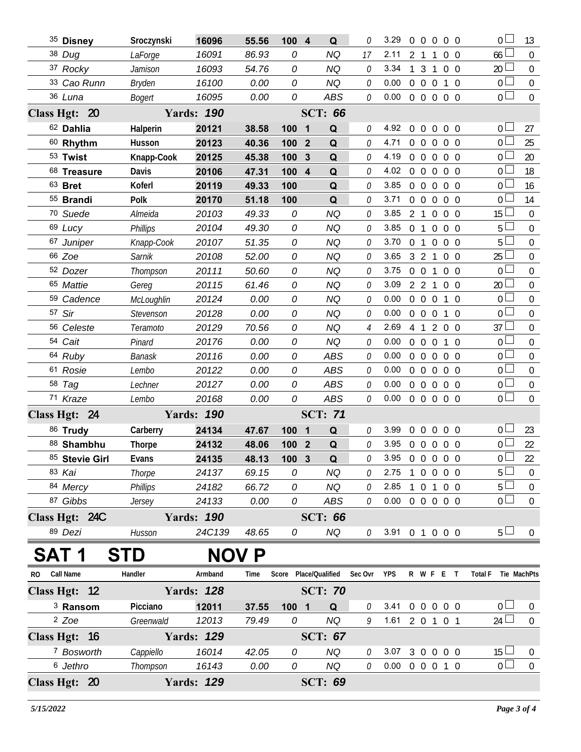| RO | Call Name | Handler | Armband | Time | Score | Place/Qualified | Sec Ovr | YPS | R | W | F | E | T | Total F | Tie MachPts |
|---|---|---|---|---|---|---|---|---|---|---|---|---|---|---|---|
| 35 | **Disney** | **Sroczynski** | **16096** | **55.56** | **100** | **4 Q** | 0 | 3.29 | 0 | 0 | 0 | 0 | 0 | 0 | 13 |
| 38 | *Dug* | *LaForge* | *16091* | *86.93* | *0* | *NQ* | 17 | 2.11 | 2 | 1 | 1 | 0 | 0 | 66 | 0 |
| 37 | *Rocky* | *Jamison* | *16093* | *54.76* | *0* | *NQ* | 0 | 3.34 | 1 | 3 | 1 | 0 | 0 | 20 | 0 |
| 33 | *Cao Runn* | *Bryden* | *16100* | *0.00* | *0* | *NQ* | 0 | 0.00 | 0 | 0 | 0 | 1 | 0 | 0 | 0 |
| 36 | *Luna* | *Bogert* | *16095* | *0.00* | *0* | *ABS* | 0 | 0.00 | 0 | 0 | 0 | 0 | 0 | 0 | 0 |
| **Class Hgt: 20** | | **Yards: 190** | | | | **SCT: 66** | | | | | | | | | |
| 62 | **Dahlia** | **Halperin** | **20121** | **38.58** | **100** | **1 Q** | 0 | 4.92 | 0 | 0 | 0 | 0 | 0 | 0 | 27 |
| 60 | **Rhythm** | **Husson** | **20123** | **40.36** | **100** | **2 Q** | 0 | 4.71 | 0 | 0 | 0 | 0 | 0 | 0 | 25 |
| 53 | **Twist** | **Knapp-Cook** | **20125** | **45.38** | **100** | **3 Q** | 0 | 4.19 | 0 | 0 | 0 | 0 | 0 | 0 | 20 |
| 68 | **Treasure** | **Davis** | **20106** | **47.31** | **100** | **4 Q** | 0 | 4.02 | 0 | 0 | 0 | 0 | 0 | 0 | 18 |
| 63 | **Bret** | **Koferl** | **20119** | **49.33** | **100** | **Q** | 0 | 3.85 | 0 | 0 | 0 | 0 | 0 | 0 | 16 |
| 55 | **Brandi** | **Polk** | **20170** | **51.18** | **100** | **Q** | 0 | 3.71 | 0 | 0 | 0 | 0 | 0 | 0 | 14 |
| 70 | *Suede* | *Almeida* | *20103* | *49.33* | *0* | *NQ* | 0 | 3.85 | 2 | 1 | 0 | 0 | 0 | 15 | 0 |
| 69 | *Lucy* | *Phillips* | *20104* | *49.30* | *0* | *NQ* | 0 | 3.85 | 0 | 1 | 0 | 0 | 0 | 5 | 0 |
| 67 | *Juniper* | *Knapp-Cook* | *20107* | *51.35* | *0* | *NQ* | 0 | 3.70 | 0 | 1 | 0 | 0 | 0 | 5 | 0 |
| 66 | *Zoe* | *Sarnik* | *20108* | *52.00* | *0* | *NQ* | 0 | 3.65 | 3 | 2 | 1 | 0 | 0 | 25 | 0 |
| 52 | *Dozer* | *Thompson* | *20111* | *50.60* | *0* | *NQ* | 0 | 3.75 | 0 | 0 | 1 | 0 | 0 | 0 | 0 |
| 65 | *Mattie* | *Gereg* | *20115* | *61.46* | *0* | *NQ* | 0 | 3.09 | 2 | 2 | 1 | 0 | 0 | 20 | 0 |
| 59 | *Cadence* | *McLoughlin* | *20124* | *0.00* | *0* | *NQ* | 0 | 0.00 | 0 | 0 | 0 | 1 | 0 | 0 | 0 |
| 57 | *Sir* | *Stevenson* | *20128* | *0.00* | *0* | *NQ* | 0 | 0.00 | 0 | 0 | 0 | 1 | 0 | 0 | 0 |
| 56 | *Celeste* | *Teramoto* | *20129* | *70.56* | *0* | *NQ* | 4 | 2.69 | 4 | 1 | 2 | 0 | 0 | 37 | 0 |
| 54 | *Cait* | *Pinard* | *20176* | *0.00* | *0* | *NQ* | 0 | 0.00 | 0 | 0 | 0 | 1 | 0 | 0 | 0 |
| 64 | *Ruby* | *Banask* | *20116* | *0.00* | *0* | *ABS* | 0 | 0.00 | 0 | 0 | 0 | 0 | 0 | 0 | 0 |
| 61 | *Rosie* | *Lembo* | *20122* | *0.00* | *0* | *ABS* | 0 | 0.00 | 0 | 0 | 0 | 0 | 0 | 0 | 0 |
| 58 | *Tag* | *Lechner* | *20127* | *0.00* | *0* | *ABS* | 0 | 0.00 | 0 | 0 | 0 | 0 | 0 | 0 | 0 |
| 71 | *Kraze* | *Lembo* | *20168* | *0.00* | *0* | *ABS* | 0 | 0.00 | 0 | 0 | 0 | 0 | 0 | 0 | 0 |
| **Class Hgt: 24** | | **Yards: 190** | | | | **SCT: 71** | | | | | | | | | |
| 86 | **Trudy** | **Carberry** | **24134** | **47.67** | **100** | **1 Q** | 0 | 3.99 | 0 | 0 | 0 | 0 | 0 | 0 | 23 |
| 88 | **Shambhu** | **Thorpe** | **24132** | **48.06** | **100** | **2 Q** | 0 | 3.95 | 0 | 0 | 0 | 0 | 0 | 0 | 22 |
| 85 | **Stevie Girl** | **Evans** | **24135** | **48.13** | **100** | **3 Q** | 0 | 3.95 | 0 | 0 | 0 | 0 | 0 | 0 | 22 |
| 83 | *Kai* | *Thorpe* | *24137* | *69.15* | *0* | *NQ* | 0 | 2.75 | 1 | 0 | 0 | 0 | 0 | 5 | 0 |
| 84 | *Mercy* | *Phillips* | *24182* | *66.72* | *0* | *NQ* | 0 | 2.85 | 1 | 0 | 1 | 0 | 0 | 5 | 0 |
| 87 | *Gibbs* | *Jersey* | *24133* | *0.00* | *0* | *ABS* | 0 | 0.00 | 0 | 0 | 0 | 0 | 0 | 0 | 0 |
| **Class Hgt: 24C** | | **Yards: 190** | | | | **SCT: 66** | | | | | | | | | |
| 89 | *Dezi* | *Husson* | *24C139* | *48.65* | *0* | *NQ* | 0 | 3.91 | 0 | 1 | 0 | 0 | 0 | 5 | 0 |

# SAT 1 STD NOV P

| RO | Call Name | Handler | Armband | Time | Score | Place/Qualified | Sec Ovr | YPS | R | W | F | E | T | Total F | Tie MachPts |
|---|---|---|---|---|---|---|---|---|---|---|---|---|---|---|---|
| **Class Hgt: 12** | | **Yards: 128** | | | | **SCT: 70** | | | | | | | | | |
| 3 | **Ransom** | **Picciano** | **12011** | **37.55** | **100** | **1 Q** | 0 | 3.41 | 0 | 0 | 0 | 0 | 0 | 0 | 0 |
| 2 | *Zoe* | *Greenwald* | *12013* | *79.49* | *0* | *NQ* | 9 | 1.61 | 2 | 0 | 1 | 0 | 1 | 24 | 0 |
| **Class Hgt: 16** | | **Yards: 129** | | | | **SCT: 67** | | | | | | | | | |
| 7 | *Bosworth* | *Cappiello* | *16014* | *42.05* | *0* | *NQ* | 0 | 3.07 | 3 | 0 | 0 | 0 | 0 | 15 | 0 |
| 6 | *Jethro* | *Thompson* | *16143* | *0.00* | *0* | *NQ* | 0 | 0.00 | 0 | 0 | 0 | 1 | 0 | 0 | 0 |
| **Class Hgt: 20** | | **Yards: 129** | | | | **SCT: 69** | | | | | | | | | |

*5/15/2022*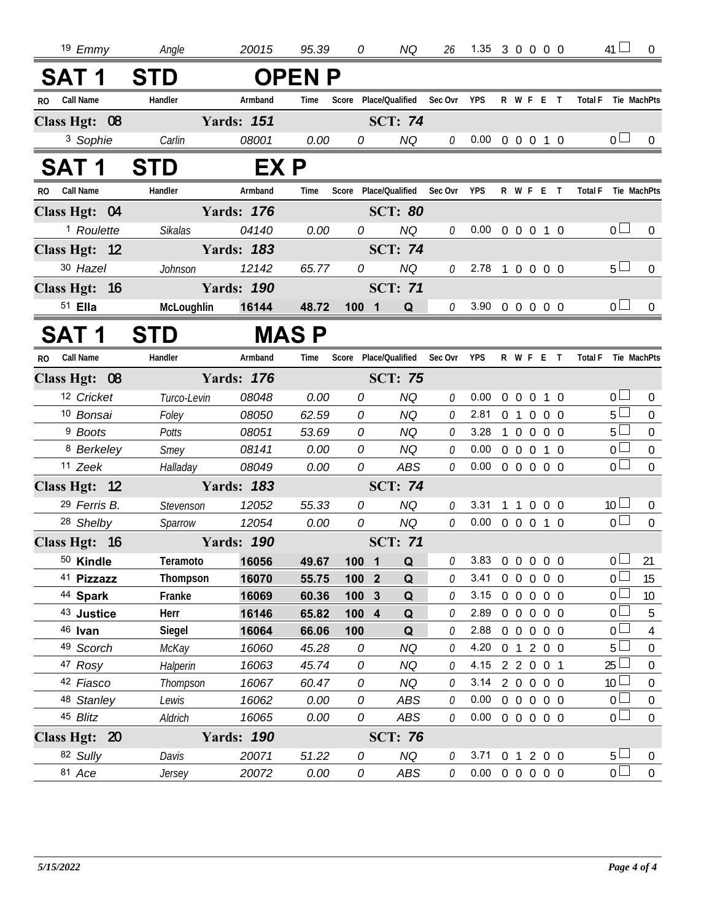| RO | Call Name | Handler | Armband | Time | Score | Place/Qualified | | Sec Ovr | YPS | R | W | F | E | T | Total F | Tie | MachPts |
|---|---|---|---|---|---|---|---|---|---|---|---|---|---|---|---|---|---|
| 19 | Emmy | Angle | 20015 | 95.39 | 0 | | NQ | 26 | 1.35 | 3 | 0 | 0 | 0 | 0 | 41 | ☐ | 0 |

## SAT 1 STD OPEN P

| RO | Call Name | Handler | Armband | Time | Score | Place/Qualified | | Sec Ovr | YPS | R | W | F | E | T | Total F | Tie | MachPts |
|---|---|---|---|---|---|---|---|---|---|---|---|---|---|---|---|---|---|
| **Class Hgt: 08** | | **Yards: 151** | | | | **SCT: 74** | | | | | | | | | | | |
| 3 | Sophie | Carlin | 08001 | 0.00 | 0 | | NQ | 0 | 0.00 | 0 | 0 | 0 | 1 | 0 | 0 | ☐ | 0 |

## SAT 1 STD EX P

| RO | Call Name | Handler | Armband | Time | Score | Place/Qualified | | Sec Ovr | YPS | R | W | F | E | T | Total F | Tie | MachPts |
|---|---|---|---|---|---|---|---|---|---|---|---|---|---|---|---|---|---|
| **Class Hgt: 04** | | **Yards: 176** | | | | **SCT: 80** | | | | | | | | | | | |
| 1 | Roulette | Sikalas | 04140 | 0.00 | 0 | | NQ | 0 | 0.00 | 0 | 0 | 0 | 1 | 0 | 0 | ☐ | 0 |
| **Class Hgt: 12** | | **Yards: 183** | | | | **SCT: 74** | | | | | | | | | | | |
| 30 | Hazel | Johnson | 12142 | 65.77 | 0 | | NQ | 0 | 2.78 | 1 | 0 | 0 | 0 | 0 | 5 | ☐ | 0 |
| **Class Hgt: 16** | | **Yards: 190** | | | | **SCT: 71** | | | | | | | | | | | |
| 51 | **Ella** | **McLoughlin** | **16144** | **48.72** | **100** | **1** | **Q** | 0 | 3.90 | 0 | 0 | 0 | 0 | 0 | 0 | ☐ | 0 |

## SAT 1 STD MAS P

| RO | Call Name | Handler | Armband | Time | Score | Place/Qualified | | Sec Ovr | YPS | R | W | F | E | T | Total F | Tie | MachPts |
|---|---|---|---|---|---|---|---|---|---|---|---|---|---|---|---|---|---|
| **Class Hgt: 08** | | **Yards: 176** | | | | **SCT: 75** | | | | | | | | | | | |
| 12 | Cricket | Turco-Levin | 08048 | 0.00 | 0 | | NQ | 0 | 0.00 | 0 | 0 | 0 | 1 | 0 | 0 | ☐ | 0 |
| 10 | Bonsai | Foley | 08050 | 62.59 | 0 | | NQ | 0 | 2.81 | 0 | 1 | 0 | 0 | 0 | 5 | ☐ | 0 |
| 9 | Boots | Potts | 08051 | 53.69 | 0 | | NQ | 0 | 3.28 | 1 | 0 | 0 | 0 | 0 | 5 | ☐ | 0 |
| 8 | Berkeley | Smey | 08141 | 0.00 | 0 | | NQ | 0 | 0.00 | 0 | 0 | 0 | 1 | 0 | 0 | ☐ | 0 |
| 11 | Zeek | Halladay | 08049 | 0.00 | 0 | | ABS | 0 | 0.00 | 0 | 0 | 0 | 0 | 0 | 0 | ☐ | 0 |
| **Class Hgt: 12** | | **Yards: 183** | | | | **SCT: 74** | | | | | | | | | | | |
| 29 | Ferris B. | Stevenson | 12052 | 55.33 | 0 | | NQ | 0 | 3.31 | 1 | 1 | 0 | 0 | 0 | 10 | ☐ | 0 |
| 28 | Shelby | Sparrow | 12054 | 0.00 | 0 | | NQ | 0 | 0.00 | 0 | 0 | 0 | 1 | 0 | 0 | ☐ | 0 |
| **Class Hgt: 16** | | **Yards: 190** | | | | **SCT: 71** | | | | | | | | | | | |
| 50 | **Kindle** | **Teramoto** | **16056** | **49.67** | **100** | **1** | **Q** | 0 | 3.83 | 0 | 0 | 0 | 0 | 0 | 0 | ☐ | 21 |
| 41 | **Pizzazz** | **Thompson** | **16070** | **55.75** | **100** | **2** | **Q** | 0 | 3.41 | 0 | 0 | 0 | 0 | 0 | 0 | ☐ | 15 |
| 44 | **Spark** | **Franke** | **16069** | **60.36** | **100** | **3** | **Q** | 0 | 3.15 | 0 | 0 | 0 | 0 | 0 | 0 | ☐ | 10 |
| 43 | **Justice** | **Herr** | **16146** | **65.82** | **100** | **4** | **Q** | 0 | 2.89 | 0 | 0 | 0 | 0 | 0 | 0 | ☐ | 5 |
| 46 | **Ivan** | **Siegel** | **16064** | **66.06** | **100** | | **Q** | 0 | 2.88 | 0 | 0 | 0 | 0 | 0 | 0 | ☐ | 4 |
| 49 | Scorch | McKay | 16060 | 45.28 | 0 | | NQ | 0 | 4.20 | 0 | 1 | 2 | 0 | 0 | 5 | ☐ | 0 |
| 47 | Rosy | Halperin | 16063 | 45.74 | 0 | | NQ | 0 | 4.15 | 2 | 2 | 0 | 0 | 1 | 25 | ☐ | 0 |
| 42 | Fiasco | Thompson | 16067 | 60.47 | 0 | | NQ | 0 | 3.14 | 2 | 0 | 0 | 0 | 0 | 10 | ☐ | 0 |
| 48 | Stanley | Lewis | 16062 | 0.00 | 0 | | ABS | 0 | 0.00 | 0 | 0 | 0 | 0 | 0 | 0 | ☐ | 0 |
| 45 | Blitz | Aldrich | 16065 | 0.00 | 0 | | ABS | 0 | 0.00 | 0 | 0 | 0 | 0 | 0 | 0 | ☐ | 0 |
| **Class Hgt: 20** | | **Yards: 190** | | | | **SCT: 76** | | | | | | | | | | | |
| 82 | Sully | Davis | 20071 | 51.22 | 0 | | NQ | 0 | 3.71 | 0 | 1 | 2 | 0 | 0 | 5 | ☐ | 0 |
| 81 | Ace | Jersey | 20072 | 0.00 | 0 | | ABS | 0 | 0.00 | 0 | 0 | 0 | 0 | 0 | 0 | ☐ | 0 |

*5/15/2022*